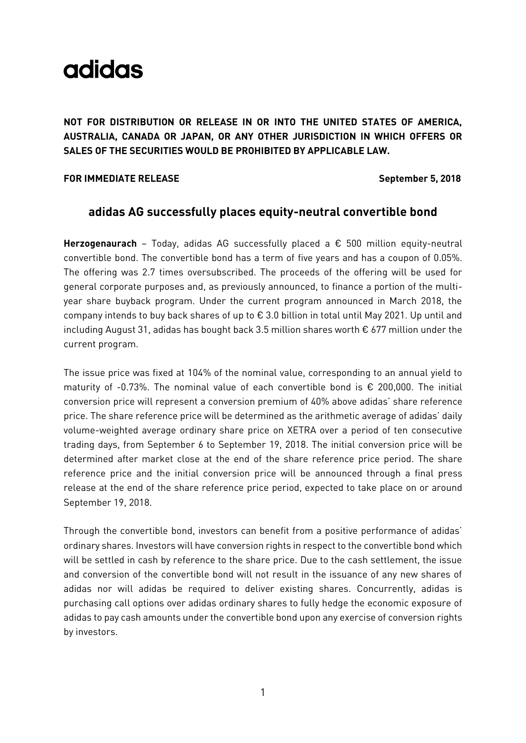adidas

**NOT FOR DISTRIBUTION OR RELEASE IN OR INTO THE UNITED STATES OF AMERICA, AUSTRALIA, CANADA OR JAPAN, OR ANY OTHER JURISDICTION IN WHICH OFFERS OR SALES OF THE SECURITIES WOULD BE PROHIBITED BY APPLICABLE LAW.**

**FOR IMMEDIATE RELEASE** **September 5, 2018**

## adidas AG successfully places equity-neutral convertible bond

**Herzogenaurach** – Today, adidas AG successfully placed a € 500 million equity-neutral convertible bond. The convertible bond has a term of five years and has a coupon of 0.05%. The offering was 2.7 times oversubscribed. The proceeds of the offering will be used for general corporate purposes and, as previously announced, to finance a portion of the multi-year share buyback program. Under the current program announced in March 2018, the company intends to buy back shares of up to € 3.0 billion in total until May 2021. Up until and including August 31, adidas has bought back 3.5 million shares worth € 677 million under the current program.

The issue price was fixed at 104% of the nominal value, corresponding to an annual yield to maturity of -0.73%. The nominal value of each convertible bond is € 200,000. The initial conversion price will represent a conversion premium of 40% above adidas' share reference price. The share reference price will be determined as the arithmetic average of adidas' daily volume-weighted average ordinary share price on XETRA over a period of ten consecutive trading days, from September 6 to September 19, 2018. The initial conversion price will be determined after market close at the end of the share reference price period. The share reference price and the initial conversion price will be announced through a final press release at the end of the share reference price period, expected to take place on or around September 19, 2018.

Through the convertible bond, investors can benefit from a positive performance of adidas' ordinary shares. Investors will have conversion rights in respect to the convertible bond which will be settled in cash by reference to the share price. Due to the cash settlement, the issue and conversion of the convertible bond will not result in the issuance of any new shares of adidas nor will adidas be required to deliver existing shares. Concurrently, adidas is purchasing call options over adidas ordinary shares to fully hedge the economic exposure of adidas to pay cash amounts under the convertible bond upon any exercise of conversion rights by investors.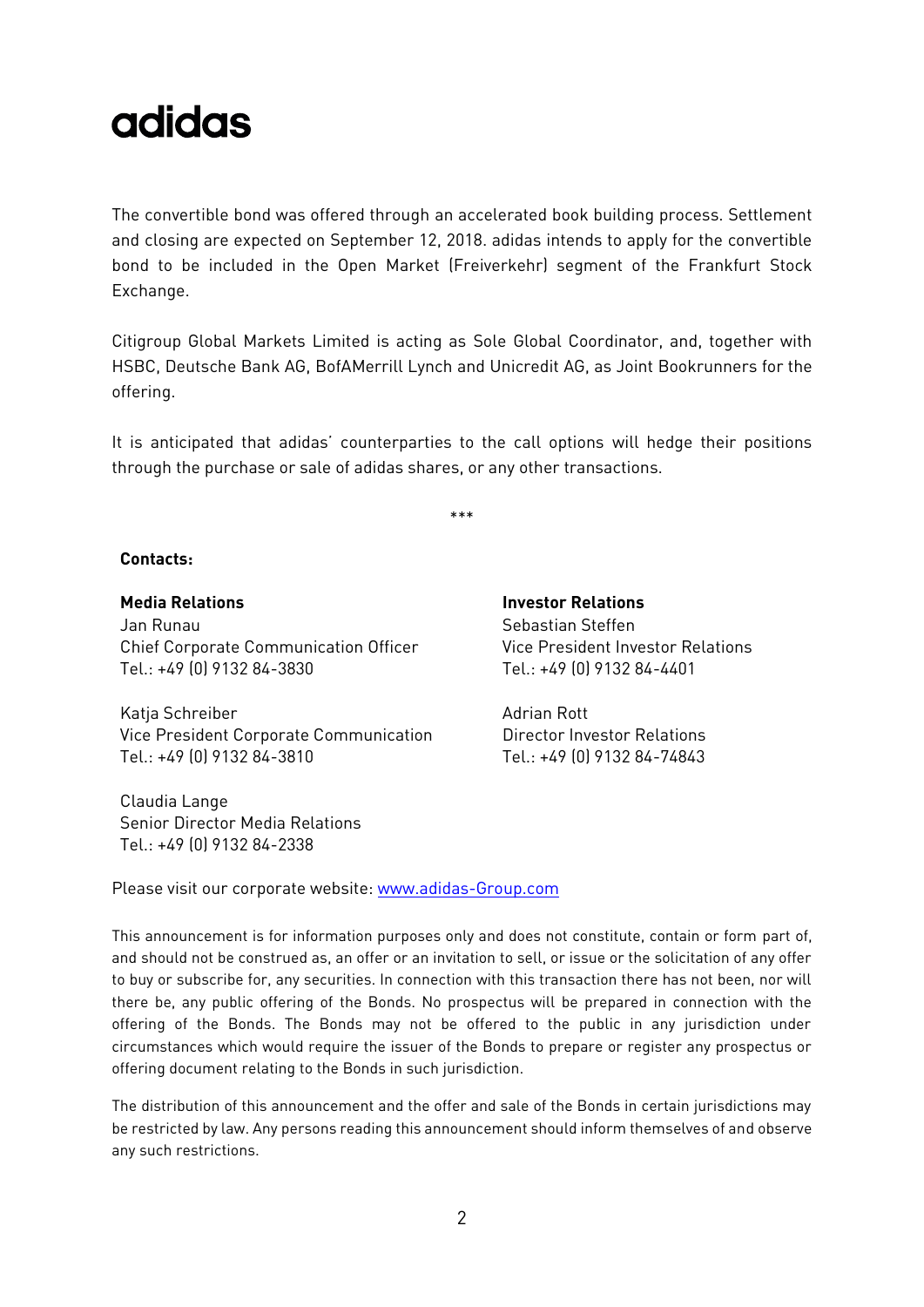adidas

The convertible bond was offered through an accelerated book building process. Settlement and closing are expected on September 12, 2018. adidas intends to apply for the convertible bond to be included in the Open Market (Freiverkehr) segment of the Frankfurt Stock Exchange.

Citigroup Global Markets Limited is acting as Sole Global Coordinator, and, together with HSBC, Deutsche Bank AG, BofAMerrill Lynch and Unicredit AG, as Joint Bookrunners for the offering.

It is anticipated that adidas' counterparties to the call options will hedge their positions through the purchase or sale of adidas shares, or any other transactions.

***

**Contacts:**

**Media Relations**

Jan Runau
Chief Corporate Communication Officer
Tel.: +49 (0) 9132 84-3830

Katja Schreiber
Vice President Corporate Communication
Tel.: +49 (0) 9132 84-3810

Claudia Lange
Senior Director Media Relations
Tel.: +49 (0) 9132 84-2338

**Investor Relations**

Sebastian Steffen
Vice President Investor Relations
Tel.: +49 (0) 9132 84-4401

Adrian Rott
Director Investor Relations
Tel.: +49 (0) 9132 84-74843

Please visit our corporate website: [www.adidas-Group.com](http://www.adidas-Group.com)

This announcement is for information purposes only and does not constitute, contain or form part of, and should not be construed as, an offer or an invitation to sell, or issue or the solicitation of any offer to buy or subscribe for, any securities. In connection with this transaction there has not been, nor will there be, any public offering of the Bonds. No prospectus will be prepared in connection with the offering of the Bonds. The Bonds may not be offered to the public in any jurisdiction under circumstances which would require the issuer of the Bonds to prepare or register any prospectus or offering document relating to the Bonds in such jurisdiction.

The distribution of this announcement and the offer and sale of the Bonds in certain jurisdictions may be restricted by law. Any persons reading this announcement should inform themselves of and observe any such restrictions.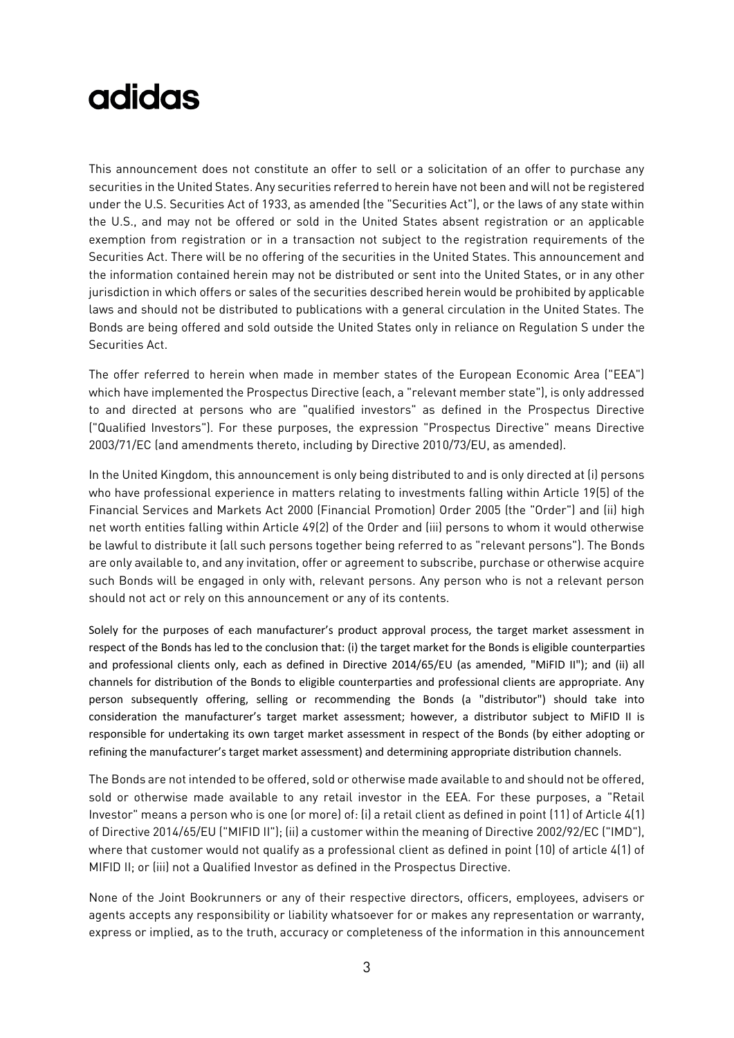# adidas

This announcement does not constitute an offer to sell or a solicitation of an offer to purchase any securities in the United States. Any securities referred to herein have not been and will not be registered under the U.S. Securities Act of 1933, as amended (the "Securities Act"), or the laws of any state within the U.S., and may not be offered or sold in the United States absent registration or an applicable exemption from registration or in a transaction not subject to the registration requirements of the Securities Act. There will be no offering of the securities in the United States. This announcement and the information contained herein may not be distributed or sent into the United States, or in any other jurisdiction in which offers or sales of the securities described herein would be prohibited by applicable laws and should not be distributed to publications with a general circulation in the United States. The Bonds are being offered and sold outside the United States only in reliance on Regulation S under the Securities Act.

The offer referred to herein when made in member states of the European Economic Area ("EEA") which have implemented the Prospectus Directive (each, a "relevant member state"), is only addressed to and directed at persons who are "qualified investors" as defined in the Prospectus Directive ("Qualified Investors"). For these purposes, the expression "Prospectus Directive" means Directive 2003/71/EC (and amendments thereto, including by Directive 2010/73/EU, as amended).

In the United Kingdom, this announcement is only being distributed to and is only directed at (i) persons who have professional experience in matters relating to investments falling within Article 19(5) of the Financial Services and Markets Act 2000 (Financial Promotion) Order 2005 (the "Order") and (ii) high net worth entities falling within Article 49(2) of the Order and (iii) persons to whom it would otherwise be lawful to distribute it (all such persons together being referred to as "relevant persons"). The Bonds are only available to, and any invitation, offer or agreement to subscribe, purchase or otherwise acquire such Bonds will be engaged in only with, relevant persons. Any person who is not a relevant person should not act or rely on this announcement or any of its contents.

Solely for the purposes of each manufacturer's product approval process, the target market assessment in respect of the Bonds has led to the conclusion that: (i) the target market for the Bonds is eligible counterparties and professional clients only, each as defined in Directive 2014/65/EU (as amended, "MiFID II"); and (ii) all channels for distribution of the Bonds to eligible counterparties and professional clients are appropriate. Any person subsequently offering, selling or recommending the Bonds (a "distributor") should take into consideration the manufacturer's target market assessment; however, a distributor subject to MiFID II is responsible for undertaking its own target market assessment in respect of the Bonds (by either adopting or refining the manufacturer's target market assessment) and determining appropriate distribution channels.

The Bonds are not intended to be offered, sold or otherwise made available to and should not be offered, sold or otherwise made available to any retail investor in the EEA. For these purposes, a "Retail Investor" means a person who is one (or more) of: (i) a retail client as defined in point (11) of Article 4(1) of Directive 2014/65/EU ("MIFID II"); (ii) a customer within the meaning of Directive 2002/92/EC ("IMD"), where that customer would not qualify as a professional client as defined in point (10) of article 4(1) of MIFID II; or (iii) not a Qualified Investor as defined in the Prospectus Directive.

None of the Joint Bookrunners or any of their respective directors, officers, employees, advisers or agents accepts any responsibility or liability whatsoever for or makes any representation or warranty, express or implied, as to the truth, accuracy or completeness of the information in this announcement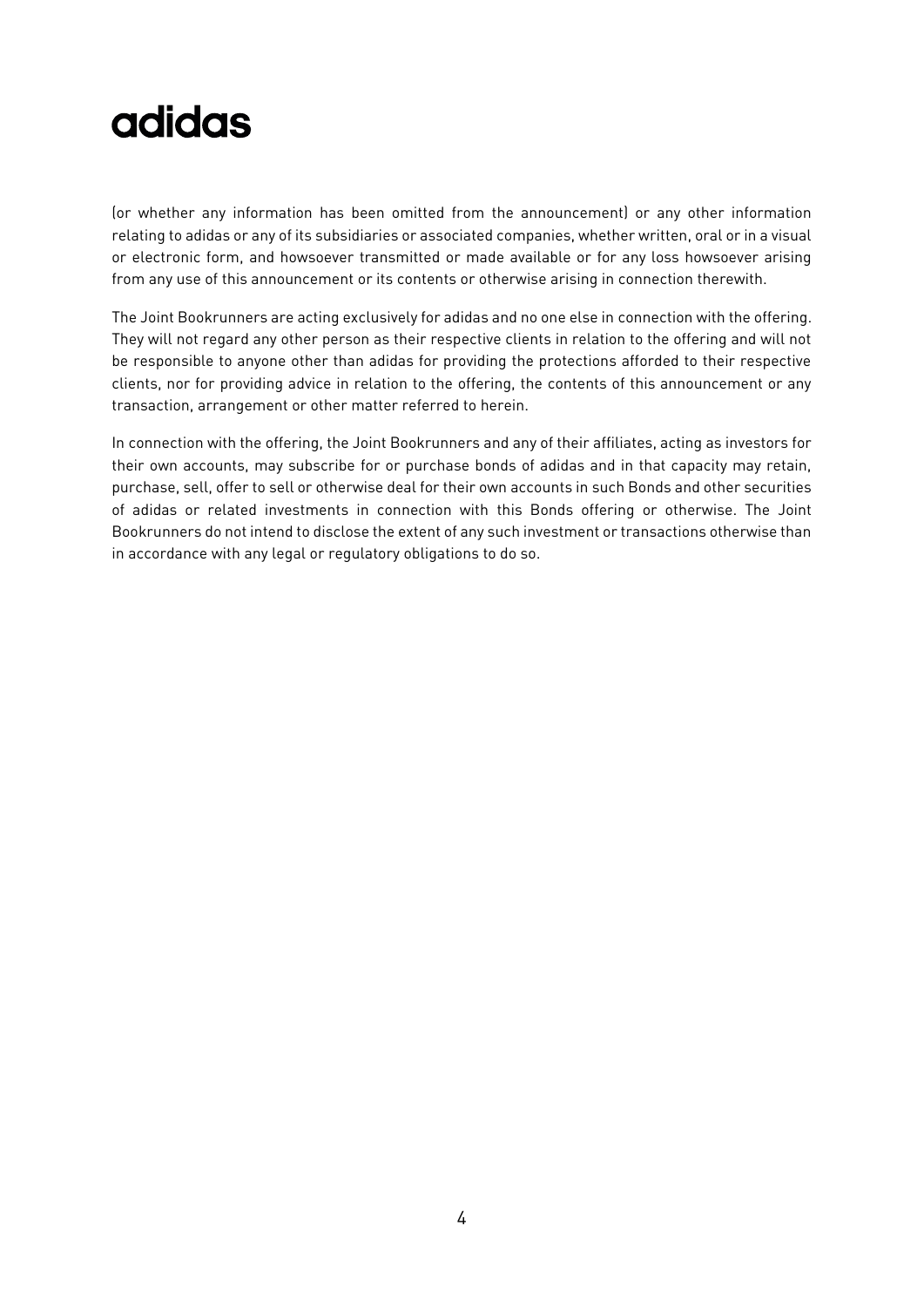(or whether any information has been omitted from the announcement) or any other information relating to adidas or any of its subsidiaries or associated companies, whether written, oral or in a visual or electronic form, and howsoever transmitted or made available or for any loss howsoever arising from any use of this announcement or its contents or otherwise arising in connection therewith.

The Joint Bookrunners are acting exclusively for adidas and no one else in connection with the offering. They will not regard any other person as their respective clients in relation to the offering and will not be responsible to anyone other than adidas for providing the protections afforded to their respective clients, nor for providing advice in relation to the offering, the contents of this announcement or any transaction, arrangement or other matter referred to herein.

In connection with the offering, the Joint Bookrunners and any of their affiliates, acting as investors for their own accounts, may subscribe for or purchase bonds of adidas and in that capacity may retain, purchase, sell, offer to sell or otherwise deal for their own accounts in such Bonds and other securities of adidas or related investments in connection with this Bonds offering or otherwise. The Joint Bookrunners do not intend to disclose the extent of any such investment or transactions otherwise than in accordance with any legal or regulatory obligations to do so.